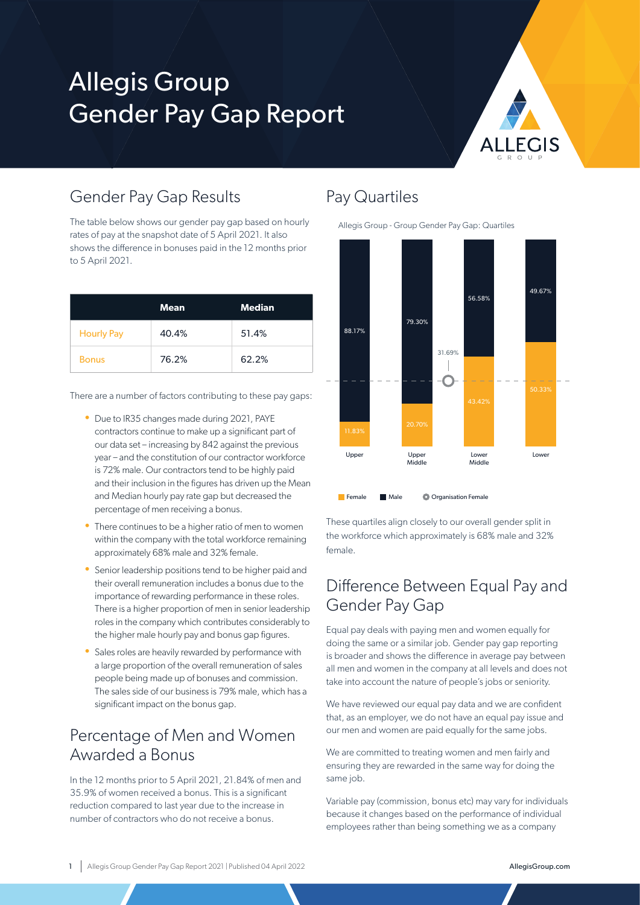# Allegis Group Gender Pay Gap Report

## Gender Pay Gap Results

The table below shows our gender pay gap based on hourly rates of pay at the snapshot date of 5 April 2021. It also shows the difference in bonuses paid in the 12 months prior to 5 April 2021.

| | Mean | Median |
|---|---|---|
| Hourly Pay | 40.4% | 51.4% |
| Bonus | 76.2% | 62.2% |

There are a number of factors contributing to these pay gaps:

- Due to IR35 changes made during 2021, PAYE contractors continue to make up a significant part of our data set – increasing by 842 against the previous year – and the constitution of our contractor workforce is 72% male. Our contractors tend to be highly paid and their inclusion in the figures has driven up the Mean and Median hourly pay rate gap but decreased the percentage of men receiving a bonus.
- There continues to be a higher ratio of men to women within the company with the total workforce remaining approximately 68% male and 32% female.
- Senior leadership positions tend to be higher paid and their overall remuneration includes a bonus due to the importance of rewarding performance in these roles. There is a higher proportion of men in senior leadership roles in the company which contributes considerably to the higher male hourly pay and bonus gap figures.
- Sales roles are heavily rewarded by performance with a large proportion of the overall remuneration of sales people being made up of bonuses and commission. The sales side of our business is 79% male, which has a significant impact on the bonus gap.

## Percentage of Men and Women Awarded a Bonus

In the 12 months prior to 5 April 2021, 21.84% of men and 35.9% of women received a bonus. This is a significant reduction compared to last year due to the increase in number of contractors who do not receive a bonus.

## Pay Quartiles

Allegis Group - Group Gender Pay Gap: Quartiles

| Quartile | Female | Male |
|---|---|---|
| Upper | 11.83% | 88.17% |
| Upper Middle | 20.70% | 79.30% |
| Lower Middle | 43.42% | 56.58% |
| Lower | 50.33% | 49.67% |

Organisation Female: 31.69%

These quartiles align closely to our overall gender split in the workforce which approximately is 68% male and 32% female.

## Difference Between Equal Pay and Gender Pay Gap

Equal pay deals with paying men and women equally for doing the same or a similar job. Gender pay gap reporting is broader and shows the difference in average pay between all men and women in the company at all levels and does not take into account the nature of people's jobs or seniority.

We have reviewed our equal pay data and we are confident that, as an employer, we do not have an equal pay issue and our men and women are paid equally for the same jobs.

We are committed to treating women and men fairly and ensuring they are rewarded in the same way for doing the same job.

Variable pay (commission, bonus etc) may vary for individuals because it changes based on the performance of individual employees rather than being something we as a company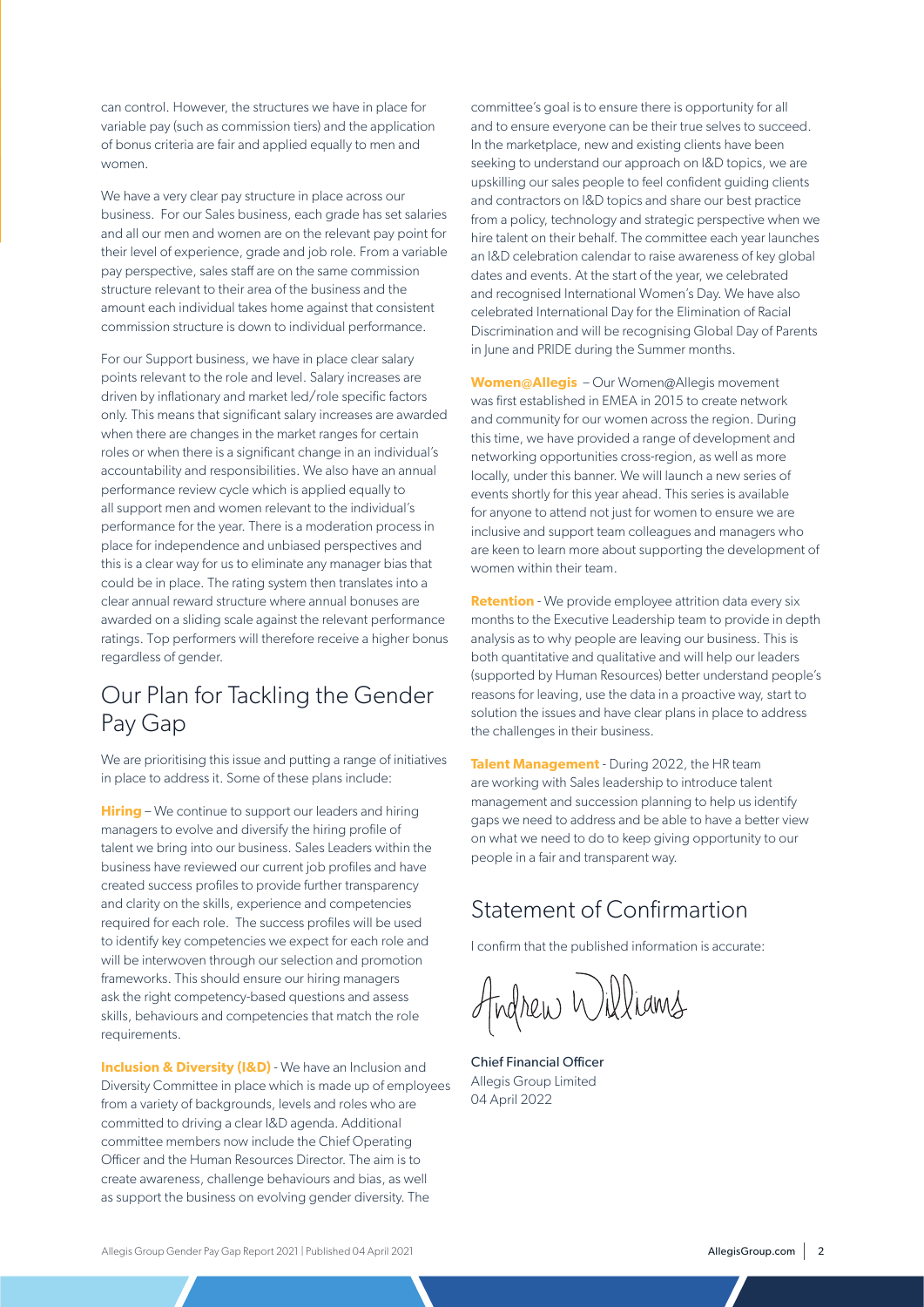can control. However, the structures we have in place for variable pay (such as commission tiers) and the application of bonus criteria are fair and applied equally to men and women.

We have a very clear pay structure in place across our business. For our Sales business, each grade has set salaries and all our men and women are on the relevant pay point for their level of experience, grade and job role. From a variable pay perspective, sales staff are on the same commission structure relevant to their area of the business and the amount each individual takes home against that consistent commission structure is down to individual performance.

For our Support business, we have in place clear salary points relevant to the role and level. Salary increases are driven by inflationary and market led/role specific factors only. This means that significant salary increases are awarded when there are changes in the market ranges for certain roles or when there is a significant change in an individual's accountability and responsibilities. We also have an annual performance review cycle which is applied equally to all support men and women relevant to the individual's performance for the year. There is a moderation process in place for independence and unbiased perspectives and this is a clear way for us to eliminate any manager bias that could be in place. The rating system then translates into a clear annual reward structure where annual bonuses are awarded on a sliding scale against the relevant performance ratings. Top performers will therefore receive a higher bonus regardless of gender.

## Our Plan for Tackling the Gender Pay Gap

We are prioritising this issue and putting a range of initiatives in place to address it. Some of these plans include:

**Hiring** – We continue to support our leaders and hiring managers to evolve and diversify the hiring profile of talent we bring into our business. Sales Leaders within the business have reviewed our current job profiles and have created success profiles to provide further transparency and clarity on the skills, experience and competencies required for each role. The success profiles will be used to identify key competencies we expect for each role and will be interwoven through our selection and promotion frameworks. This should ensure our hiring managers ask the right competency-based questions and assess skills, behaviours and competencies that match the role requirements.

**Inclusion & Diversity (I&D)** - We have an Inclusion and Diversity Committee in place which is made up of employees from a variety of backgrounds, levels and roles who are committed to driving a clear I&D agenda. Additional committee members now include the Chief Operating Officer and the Human Resources Director. The aim is to create awareness, challenge behaviours and bias, as well as support the business on evolving gender diversity. The committee's goal is to ensure there is opportunity for all and to ensure everyone can be their true selves to succeed. In the marketplace, new and existing clients have been seeking to understand our approach on I&D topics, we are upskilling our sales people to feel confident guiding clients and contractors on I&D topics and share our best practice from a policy, technology and strategic perspective when we hire talent on their behalf. The committee each year launches an I&D celebration calendar to raise awareness of key global dates and events. At the start of the year, we celebrated and recognised International Women's Day. We have also celebrated International Day for the Elimination of Racial Discrimination and will be recognising Global Day of Parents in June and PRIDE during the Summer months.

**Women@Allegis** – Our Women@Allegis movement was first established in EMEA in 2015 to create network and community for our women across the region. During this time, we have provided a range of development and networking opportunities cross-region, as well as more locally, under this banner. We will launch a new series of events shortly for this year ahead. This series is available for anyone to attend not just for women to ensure we are inclusive and support team colleagues and managers who are keen to learn more about supporting the development of women within their team.

**Retention** - We provide employee attrition data every six months to the Executive Leadership team to provide in depth analysis as to why people are leaving our business. This is both quantitative and qualitative and will help our leaders (supported by Human Resources) better understand people's reasons for leaving, use the data in a proactive way, start to solution the issues and have clear plans in place to address the challenges in their business.

**Talent Management** - During 2022, the HR team are working with Sales leadership to introduce talent management and succession planning to help us identify gaps we need to address and be able to have a better view on what we need to do to keep giving opportunity to our people in a fair and transparent way.

## Statement of Confirmartion

I confirm that the published information is accurate:

Andrew Williams

Chief Financial Officer
Allegis Group Limited
04 April 2022